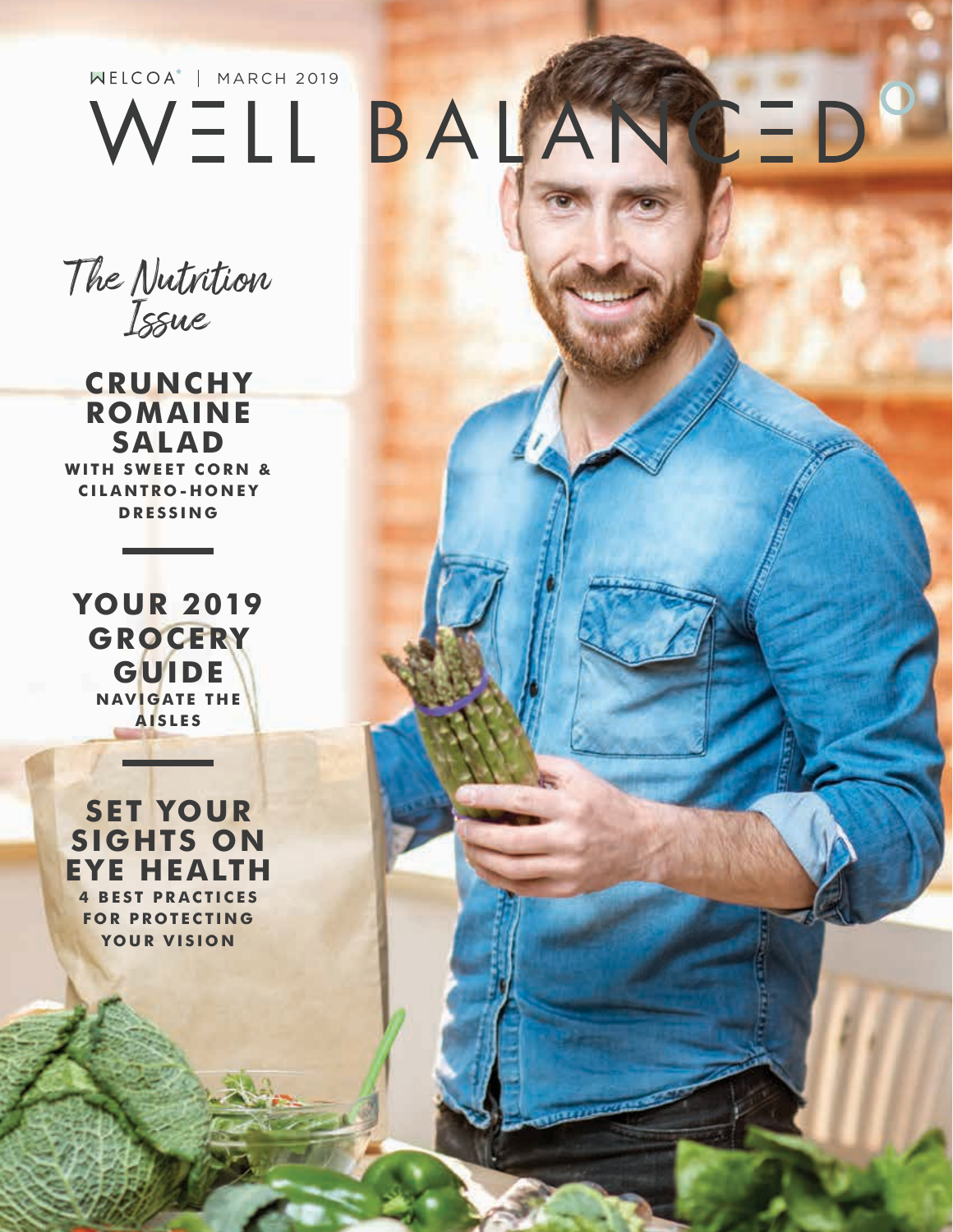WELCOA® | MARCH 2019

# WELL BALANCED°

*The Nutrition Issue*

## CRUNCHY ROMAINE SALAD

**WITH SWEET CORN & CILANTRO-HONEY DRESSING**

---

## YOUR 2019 GROCERY GUIDE

**NAVIGATE THE AISLES**

---

## SET YOUR SIGHTS ON EYE HEALTH

**4 BEST PRACTICES FOR PROTECTING YOUR VISION**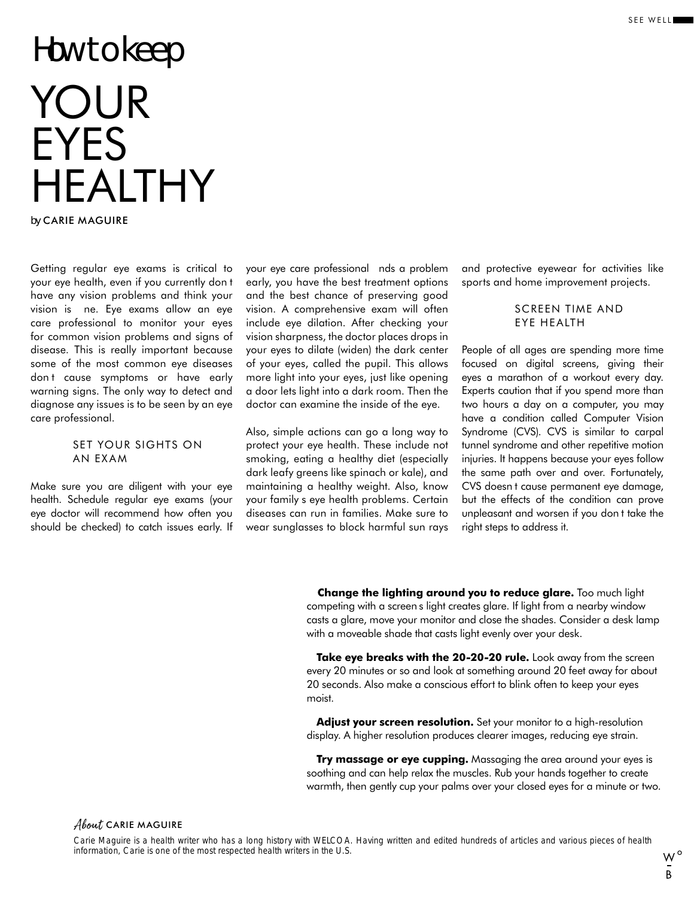# How to keep YOUR EYES HEALTHY

by CARIE MAGUIRE

Getting regular eye exams is critical to your eye health, even if you currently don t have any vision problems and think your vision is  ne. Eye exams allow an eye care professional to monitor your eyes for common vision problems and signs of disease. This is really important because some of the most common eye diseases don t cause symptoms or have early warning signs. The only way to detect and diagnose any issues is to be seen by an eye care professional.

## SET YOUR SIGHTS ON AN EXAM

Make sure you are diligent with your eye health. Schedule regular eye exams (your eye doctor will recommend how often you should be checked) to catch issues early. If your eye care professional  nds a problem early, you have the best treatment options and the best chance of preserving good vision. A comprehensive exam will often include eye dilation. After checking your vision sharpness, the doctor places drops in your eyes to dilate (widen) the dark center of your eyes, called the pupil. This allows more light into your eyes, just like opening a door lets light into a dark room. Then the doctor can examine the inside of the eye.

Also, simple actions can go a long way to protect your eye health. These include not smoking, eating a healthy diet (especially dark leafy greens like spinach or kale), and maintaining a healthy weight. Also, know your family s eye health problems. Certain diseases can run in families. Make sure to wear sunglasses to block harmful sun rays and protective eyewear for activities like sports and home improvement projects.

## SCREEN TIME AND EYE HEALTH

People of all ages are spending more time focused on digital screens, giving their eyes a marathon of a workout every day. Experts caution that if you spend more than two hours a day on a computer, you may have a condition called Computer Vision Syndrome (CVS). CVS is similar to carpal tunnel syndrome and other repetitive motion injuries. It happens because your eyes follow the same path over and over. Fortunately, CVS doesn t cause permanent eye damage, but the effects of the condition can prove unpleasant and worsen if you don t take the right steps to address it.

**Change the lighting around you to reduce glare.** Too much light competing with a screen s light creates glare. If light from a nearby window casts a glare, move your monitor and close the shades. Consider a desk lamp with a moveable shade that casts light evenly over your desk.

**Take eye breaks with the 20-20-20 rule.** Look away from the screen every 20 minutes or so and look at something around 20 feet away for about 20 seconds. Also make a conscious effort to blink often to keep your eyes moist.

**Adjust your screen resolution.** Set your monitor to a high-resolution display. A higher resolution produces clearer images, reducing eye strain.

**Try massage or eye cupping.** Massaging the area around your eyes is soothing and can help relax the muscles. Rub your hands together to create warmth, then gently cup your palms over your closed eyes for a minute or two.

*About* CARIE MAGUIRE

*Carie Maguire is a health writer who has a long history with WELCOA. Having written and edited hundreds of articles and various pieces of health information, Carie is one of the most respected health writers in the U.S.*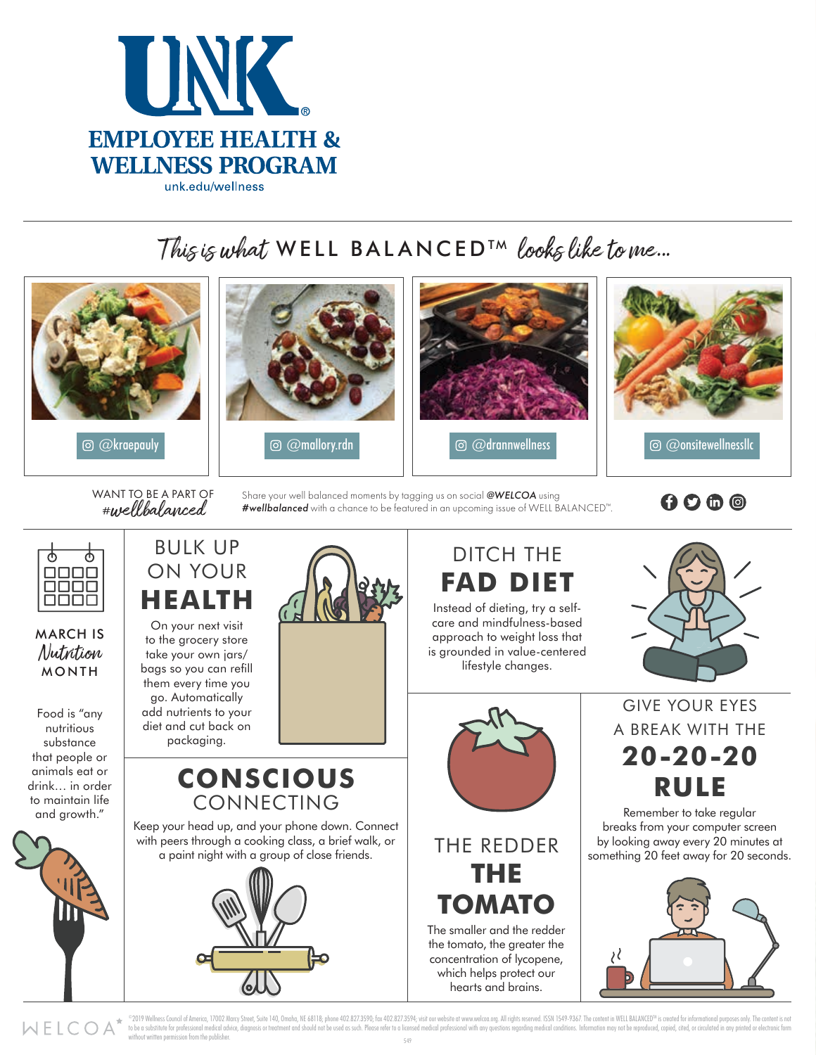# UNK EMPLOYEE HEALTH & WELLNESS PROGRAM

unk.edu/wellness

## This is what WELL BALANCED™ looks like to me...

@kraepauly

@mallory.rdn

@drannwellness

@onsitewellnessllc

WANT TO BE A PART OF #wellbalanced

Share your well balanced moments by tagging us on social ***@WELCOA*** using ***#wellbalanced*** with a chance to be featured in an upcoming issue of WELL BALANCED™.

### MARCH IS *Nutrition* MONTH

Food is "any nutritious substance that people or animals eat or drink… in order to maintain life and growth."

### BULK UP ON YOUR HEALTH

On your next visit to the grocery store take your own jars/bags so you can refill them every time you go. Automatically add nutrients to your diet and cut back on packaging.

### DITCH THE FAD DIET

Instead of dieting, try a self-care and mindfulness-based approach to weight loss that is grounded in value-centered lifestyle changes.

### CONSCIOUS CONNECTING

Keep your head up, and your phone down. Connect with peers through a cooking class, a brief walk, or a paint night with a group of close friends.

### THE REDDER THE TOMATO

The smaller and the redder the tomato, the greater the concentration of lycopene, which helps protect our hearts and brains.

### GIVE YOUR EYES A BREAK WITH THE 20-20-20 RULE

Remember to take regular breaks from your computer screen by looking away every 20 minutes at something 20 feet away for 20 seconds.

WELCOA

©2019 Wellness Council of America, 17002 Marcy Street, Suite 140, Omaha, NE 68118; phone 402.827.3590; fax 402.827.3594; visit our website at www.welcoa.org. All rights reserved. ISSN 1549-9367. The content in WELL BALANCED™ is created for informational purposes only. The content is not to be a substitute for professional medical advice, diagnosis or treatment and should not be used as such. Please refer to a licensed medical professional with any questions regarding medical conditions. Information may not be reproduced, copied, cited, or circulated in any printed or electronic form without written permission from the publisher.